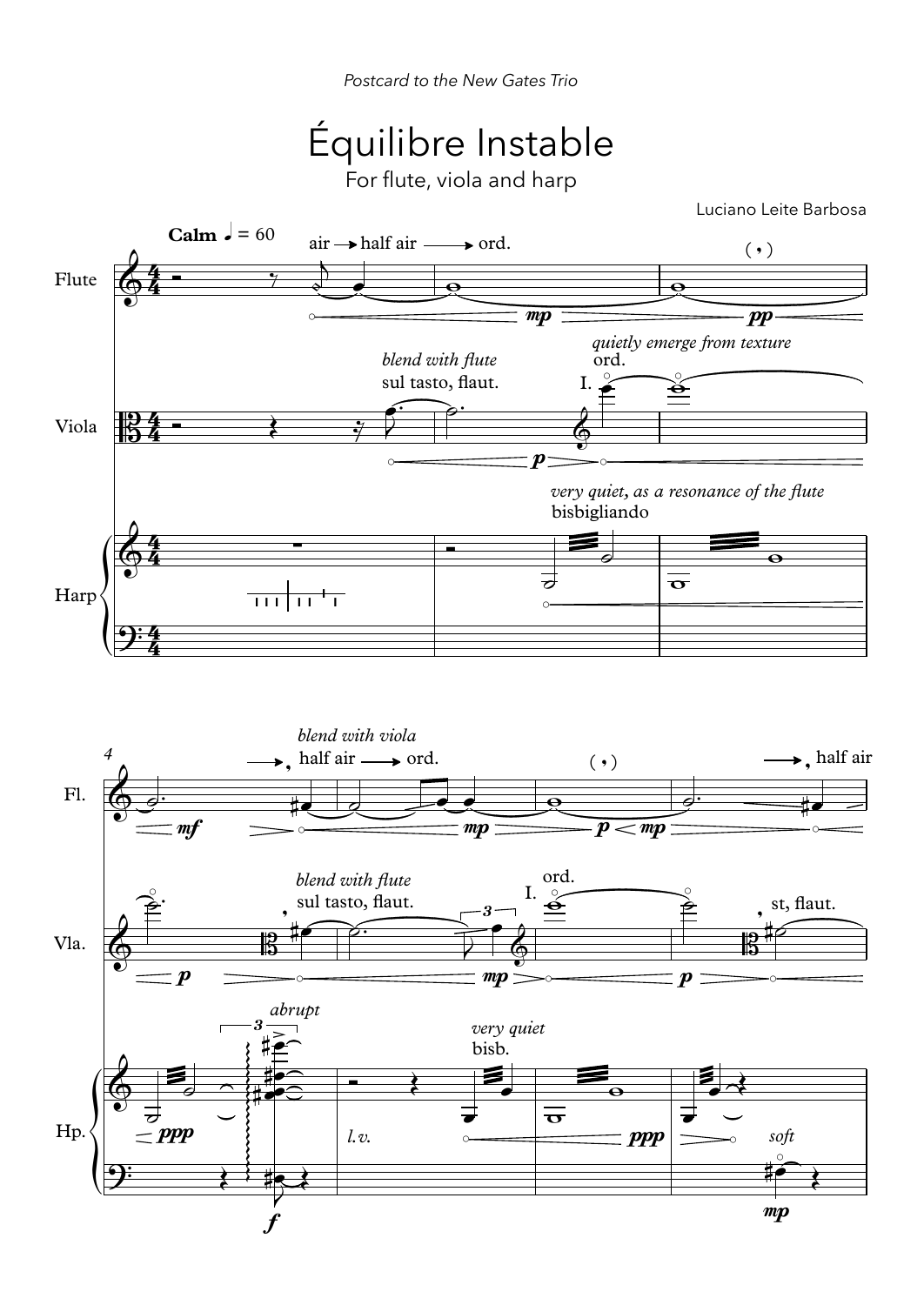*Postcard to the New Gates Trio*

# Équilibre Instable

For flute, viola and harp

Luciano Leite Barbosa